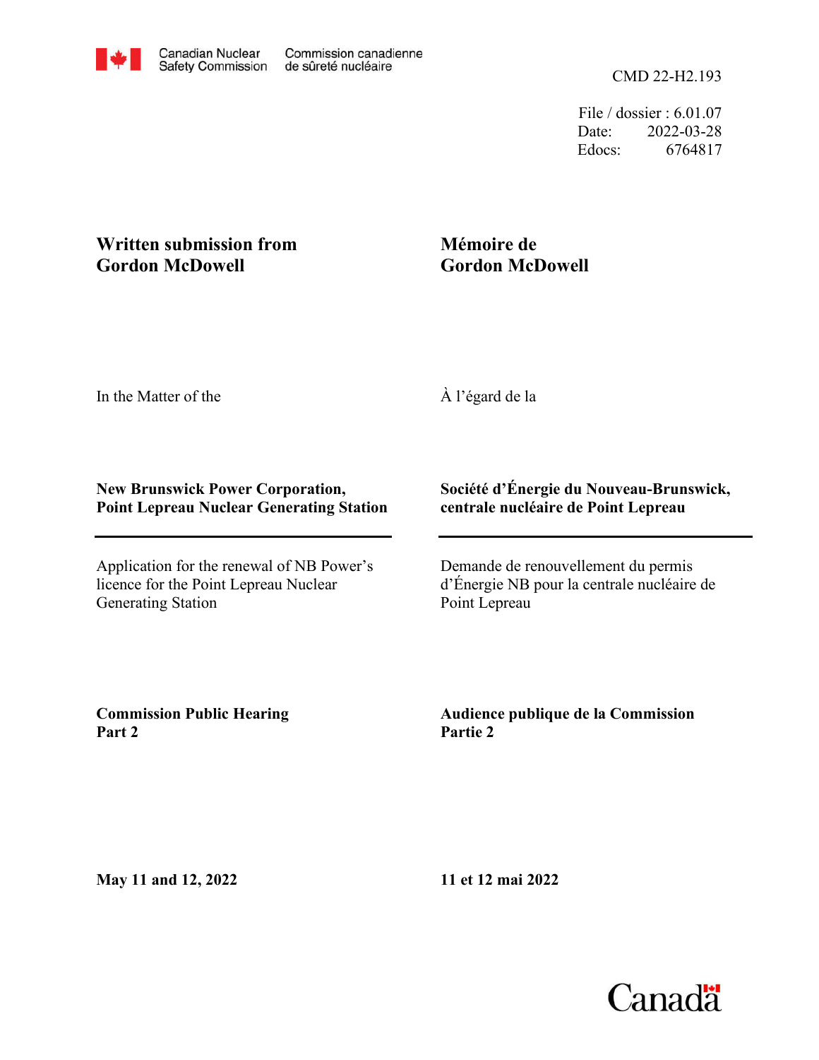Canadian Nuclear Safety Commission | Commission canadienne de sûreté nucléaire

CMD 22-H2.193

File / dossier : 6.01.07
Date: 2022-03-28
Edocs: 6764817

**Written submission from Gordon McDowell**

**Mémoire de Gordon McDowell**

In the Matter of the

À l'égard de la

**New Brunswick Power Corporation, Point Lepreau Nuclear Generating Station**

**Société d'Énergie du Nouveau-Brunswick, centrale nucléaire de Point Lepreau**

Application for the renewal of NB Power's licence for the Point Lepreau Nuclear Generating Station

Demande de renouvellement du permis d'Énergie NB pour la centrale nucléaire de Point Lepreau

**Commission Public Hearing Part 2**

**Audience publique de la Commission Partie 2**

**May 11 and 12, 2022**

**11 et 12 mai 2022**

Canada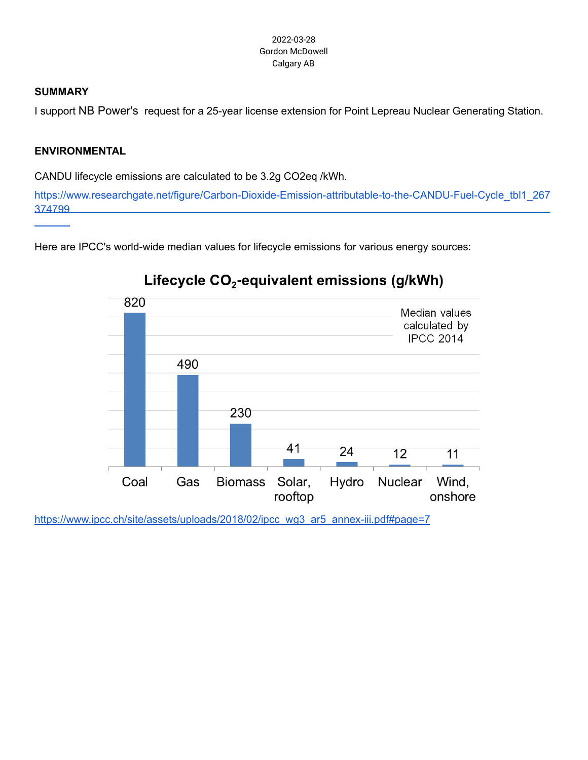2022-03-28
Gordon McDowell
Calgary AB

**SUMMARY**

I support NB Power's request for a 25-year license extension for Point Lepreau Nuclear Generating Station.

**ENVIRONMENTAL**

CANDU lifecycle emissions are calculated to be 3.2g CO2eq /kWh.

https://www.researchgate.net/figure/Carbon-Dioxide-Emission-attributable-to-the-CANDU-Fuel-Cycle_tbl1_267374799

Here are IPCC's world-wide median values for lifecycle emissions for various energy sources:

**Lifecycle $CO_2$-equivalent emissions (g/kWh)**

Median values calculated by IPCC 2014

| Coal | Gas | Biomass | Solar, rooftop | Hydro | Nuclear | Wind, onshore |
|---|---|---|---|---|---|---|
| 820 | 490 | 230 | 41 | 24 | 12 | 11 |

https://www.ipcc.ch/site/assets/uploads/2018/02/ipcc_wg3_ar5_annex-iii.pdf#page=7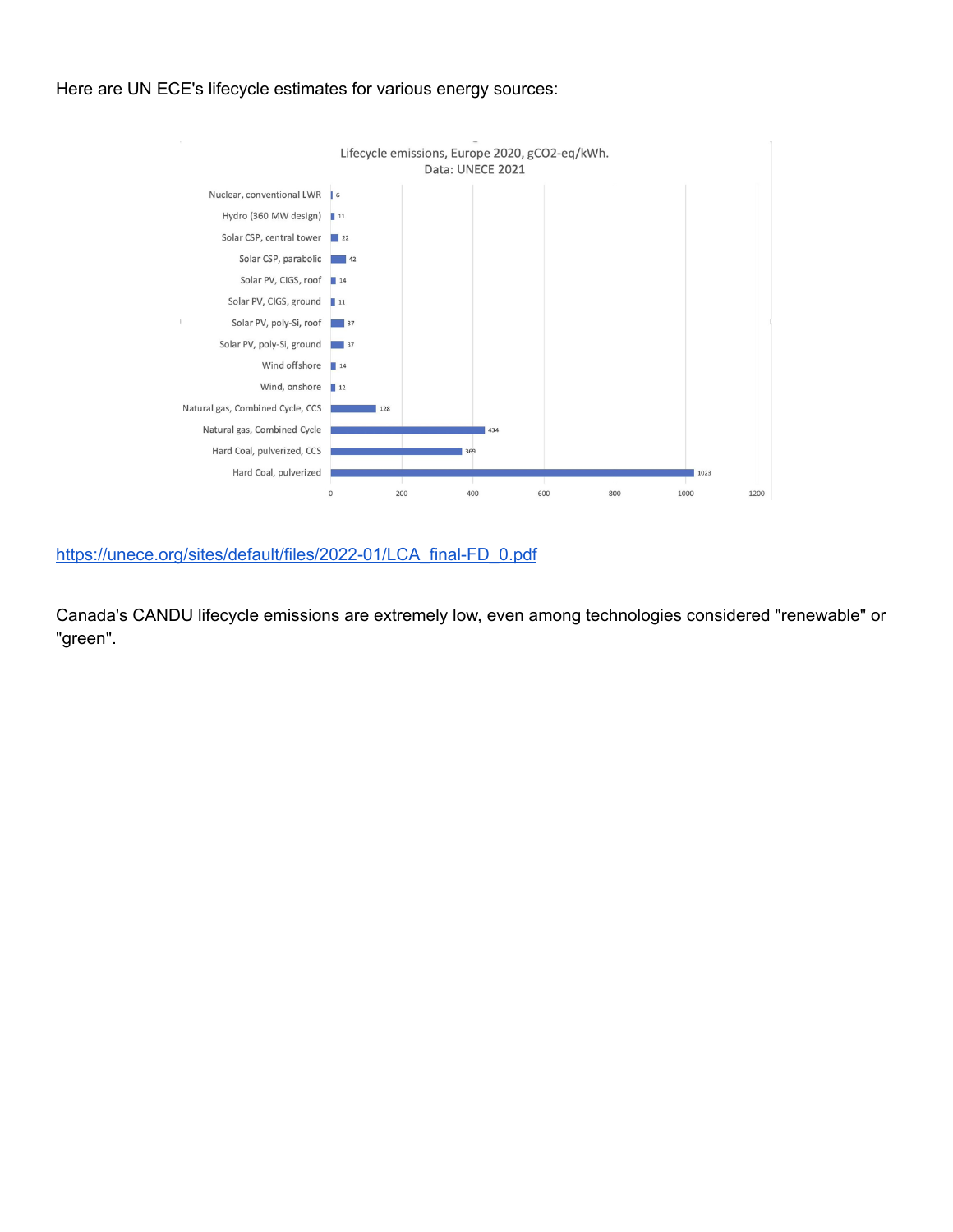Here are UN ECE's lifecycle estimates for various energy sources:

Lifecycle emissions, Europe 2020, gCO2-eq/kWh.
Data: UNECE 2021

| Technology | gCO2-eq/kWh |
|---|---|
| Nuclear, conventional LWR | 6 |
| Hydro (360 MW design) | 11 |
| Solar CSP, central tower | 22 |
| Solar CSP, parabolic | 42 |
| Solar PV, CIGS, roof | 14 |
| Solar PV, CIGS, ground | 11 |
| Solar PV, poly-Si, roof | 37 |
| Solar PV, poly-Si, ground | 37 |
| Wind offshore | 14 |
| Wind, onshore | 12 |
| Natural gas, Combined Cycle, CCS | 128 |
| Natural gas, Combined Cycle | 434 |
| Hard Coal, pulverized, CCS | 369 |
| Hard Coal, pulverized | 1023 |

https://unece.org/sites/default/files/2022-01/LCA_final-FD_0.pdf

Canada's CANDU lifecycle emissions are extremely low, even among technologies considered "renewable" or "green".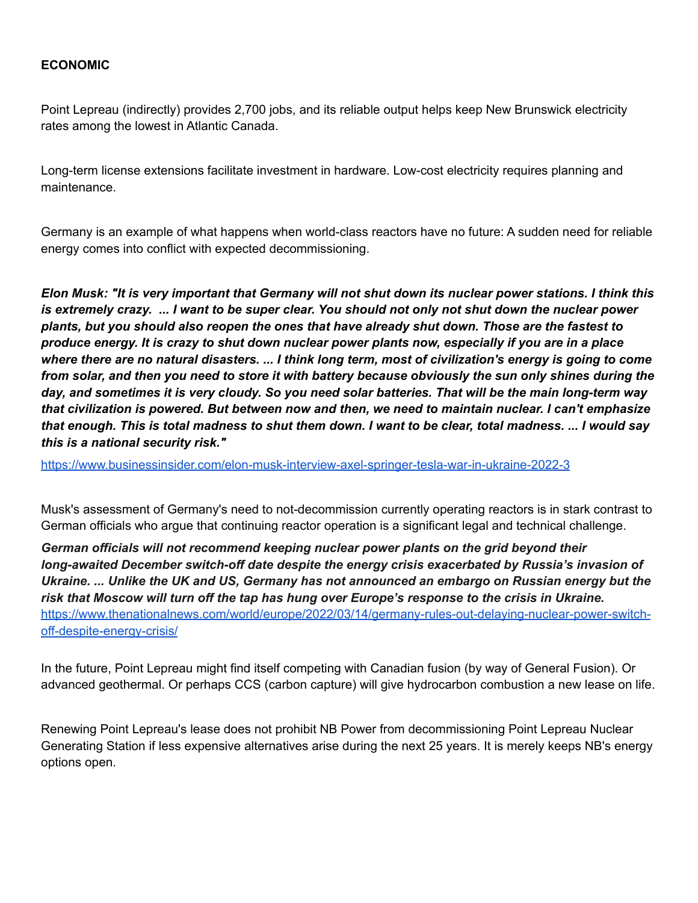**ECONOMIC**

Point Lepreau (indirectly) provides 2,700 jobs, and its reliable output helps keep New Brunswick electricity rates among the lowest in Atlantic Canada.

Long-term license extensions facilitate investment in hardware. Low-cost electricity requires planning and maintenance.

Germany is an example of what happens when world-class reactors have no future: A sudden need for reliable energy comes into conflict with expected decommissioning.

***Elon Musk: "It is very important that Germany will not shut down its nuclear power stations. I think this is extremely crazy. ... I want to be super clear. You should not only not shut down the nuclear power plants, but you should also reopen the ones that have already shut down. Those are the fastest to produce energy. It is crazy to shut down nuclear power plants now, especially if you are in a place where there are no natural disasters. ... I think long term, most of civilization's energy is going to come from solar, and then you need to store it with battery because obviously the sun only shines during the day, and sometimes it is very cloudy. So you need solar batteries. That will be the main long-term way that civilization is powered. But between now and then, we need to maintain nuclear. I can't emphasize that enough. This is total madness to shut them down. I want to be clear, total madness. ... I would say this is a national security risk."***

https://www.businessinsider.com/elon-musk-interview-axel-springer-tesla-war-in-ukraine-2022-3

Musk's assessment of Germany's need to not-decommission currently operating reactors is in stark contrast to German officials who argue that continuing reactor operation is a significant legal and technical challenge.

***German officials will not recommend keeping nuclear power plants on the grid beyond their long-awaited December switch-off date despite the energy crisis exacerbated by Russia's invasion of Ukraine. ... Unlike the UK and US, Germany has not announced an embargo on Russian energy but the risk that Moscow will turn off the tap has hung over Europe's response to the crisis in Ukraine.***
https://www.thenationalnews.com/world/europe/2022/03/14/germany-rules-out-delaying-nuclear-power-switch-off-despite-energy-crisis/

In the future, Point Lepreau might find itself competing with Canadian fusion (by way of General Fusion). Or advanced geothermal. Or perhaps CCS (carbon capture) will give hydrocarbon combustion a new lease on life.

Renewing Point Lepreau's lease does not prohibit NB Power from decommissioning Point Lepreau Nuclear Generating Station if less expensive alternatives arise during the next 25 years. It is merely keeps NB's energy options open.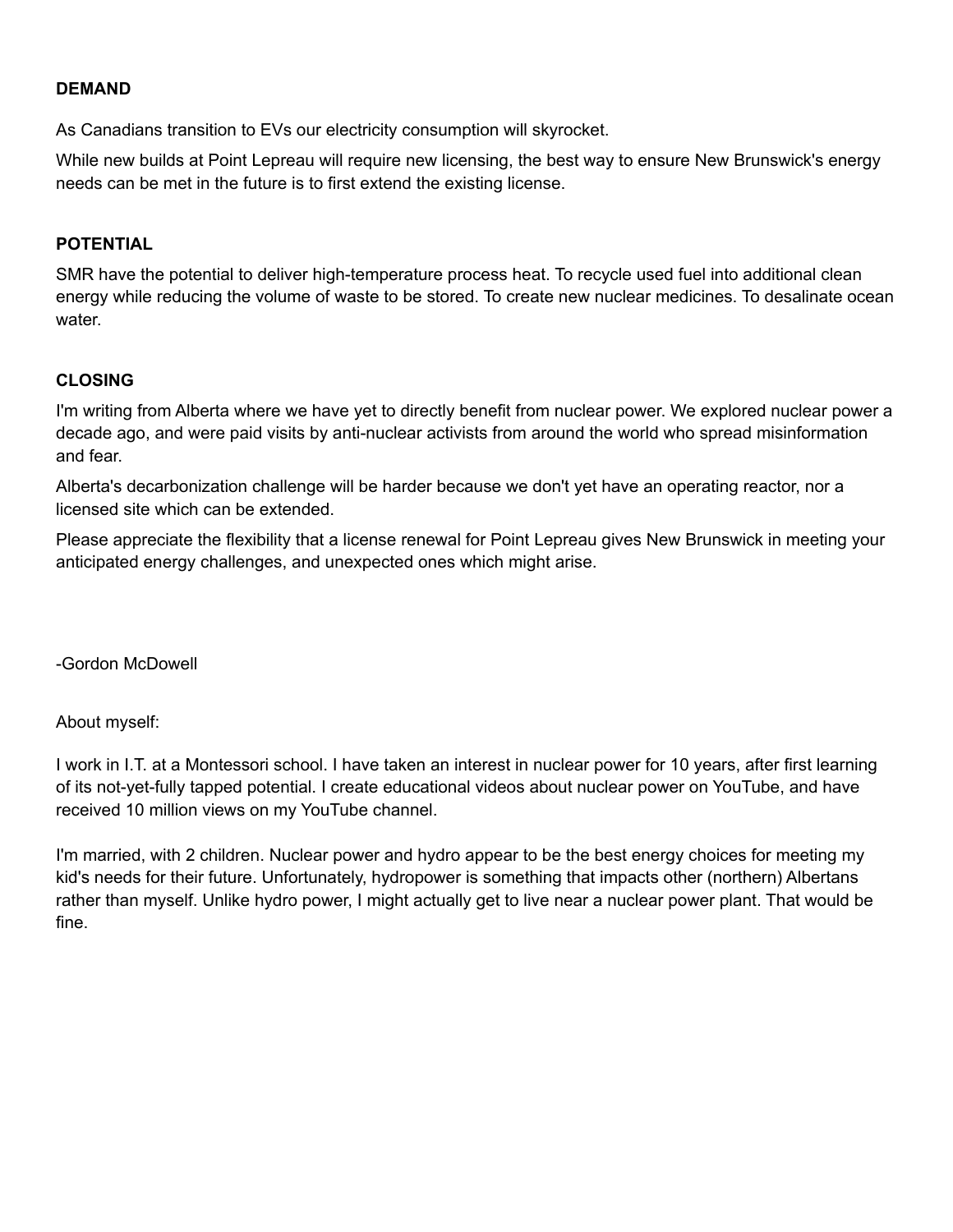**DEMAND**

As Canadians transition to EVs our electricity consumption will skyrocket.

While new builds at Point Lepreau will require new licensing, the best way to ensure New Brunswick's energy needs can be met in the future is to first extend the existing license.

**POTENTIAL**

SMR have the potential to deliver high-temperature process heat. To recycle used fuel into additional clean energy while reducing the volume of waste to be stored. To create new nuclear medicines. To desalinate ocean water.

**CLOSING**

I'm writing from Alberta where we have yet to directly benefit from nuclear power. We explored nuclear power a decade ago, and were paid visits by anti-nuclear activists from around the world who spread misinformation and fear.

Alberta's decarbonization challenge will be harder because we don't yet have an operating reactor, nor a licensed site which can be extended.

Please appreciate the flexibility that a license renewal for Point Lepreau gives New Brunswick in meeting your anticipated energy challenges, and unexpected ones which might arise.

-Gordon McDowell

About myself:

I work in I.T. at a Montessori school. I have taken an interest in nuclear power for 10 years, after first learning of its not-yet-fully tapped potential. I create educational videos about nuclear power on YouTube, and have received 10 million views on my YouTube channel.

I'm married, with 2 children. Nuclear power and hydro appear to be the best energy choices for meeting my kid's needs for their future. Unfortunately, hydropower is something that impacts other (northern) Albertans rather than myself. Unlike hydro power, I might actually get to live near a nuclear power plant. That would be fine.